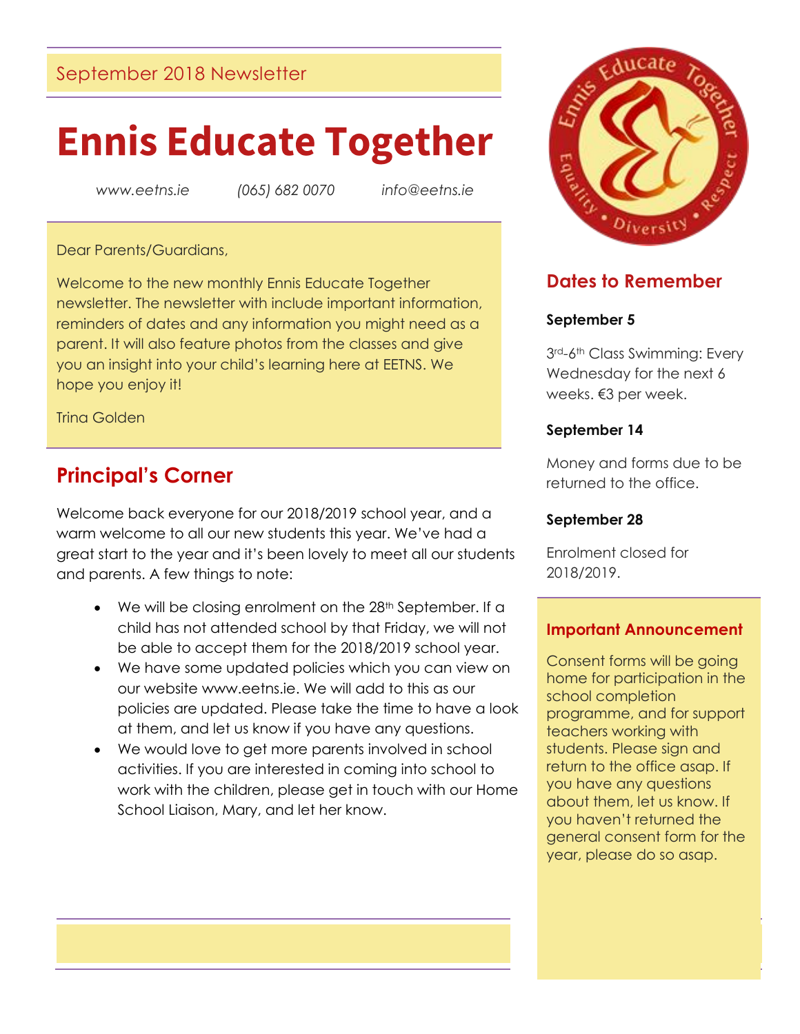September 2018 Newsletter

# Ennis Educate Together

*www.eetns.ie* *(065) 682 0070* *info@eetns.ie*

Dear Parents/Guardians,

Welcome to the new monthly Ennis Educate Together newsletter. The newsletter with include important information, reminders of dates and any information you might need as a parent. It will also feature photos from the classes and give you an insight into your child's learning here at EETNS. We hope you enjoy it!

Trina Golden

## Principal's Corner

Welcome back everyone for our 2018/2019 school year, and a warm welcome to all our new students this year. We've had a great start to the year and it's been lovely to meet all our students and parents. A few things to note:

- We will be closing enrolment on the 28th September. If a child has not attended school by that Friday, we will not be able to accept them for the 2018/2019 school year.
- We have some updated policies which you can view on our website www.eetns.ie. We will add to this as our policies are updated. Please take the time to have a look at them, and let us know if you have any questions.
- We would love to get more parents involved in school activities. If you are interested in coming into school to work with the children, please get in touch with our Home School Liaison, Mary, and let her know.

## Dates to Remember

**September 5**

3rd-6th Class Swimming: Every Wednesday for the next 6 weeks. €3 per week.

**September 14**

Money and forms due to be returned to the office.

**September 28**

Enrolment closed for 2018/2019.

### Important Announcement

Consent forms will be going home for participation in the school completion programme, and for support teachers working with students. Please sign and return to the office asap. If you have any questions about them, let us know. If you haven't returned the general consent form for the year, please do so asap.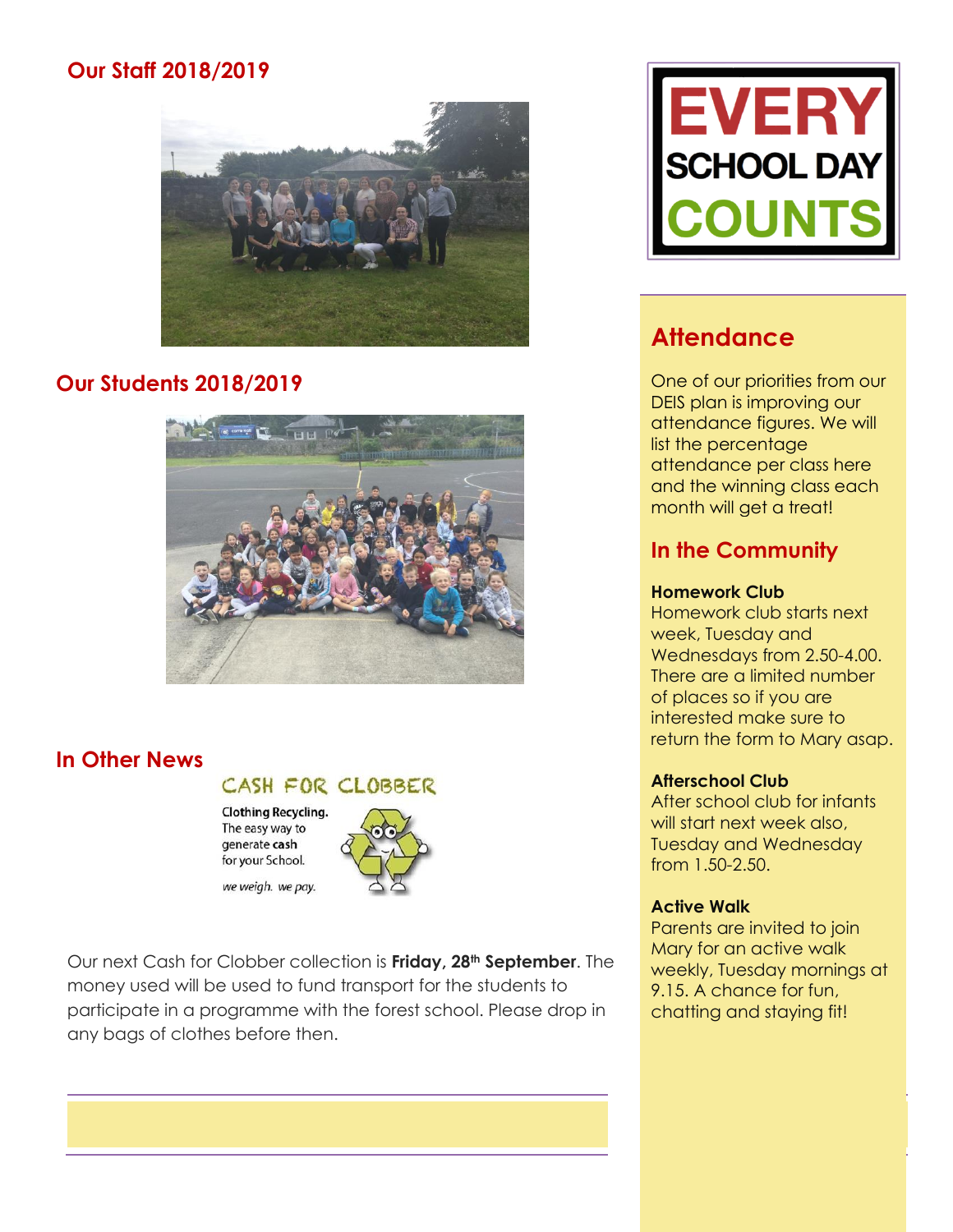## Our Staff 2018/2019

## Our Students 2018/2019

## In Other News

CASH FOR CLOBBER

Clothing Recycling. The easy way to generate cash for your School.

*we weigh. we pay.*

Our next Cash for Clobber collection is **Friday, 28th September**. The money used will be used to fund transport for the students to participate in a programme with the forest school. Please drop in any bags of clothes before then.

EVERY SCHOOL DAY COUNTS

## Attendance

One of our priorities from our DEIS plan is improving our attendance figures. We will list the percentage attendance per class here and the winning class each month will get a treat!

## In the Community

**Homework Club**
Homework club starts next week, Tuesday and Wednesdays from 2.50-4.00. There are a limited number of places so if you are interested make sure to return the form to Mary asap.

**Afterschool Club**
After school club for infants will start next week also, Tuesday and Wednesday from 1.50-2.50.

**Active Walk**
Parents are invited to join Mary for an active walk weekly, Tuesday mornings at 9.15. A chance for fun, chatting and staying fit!